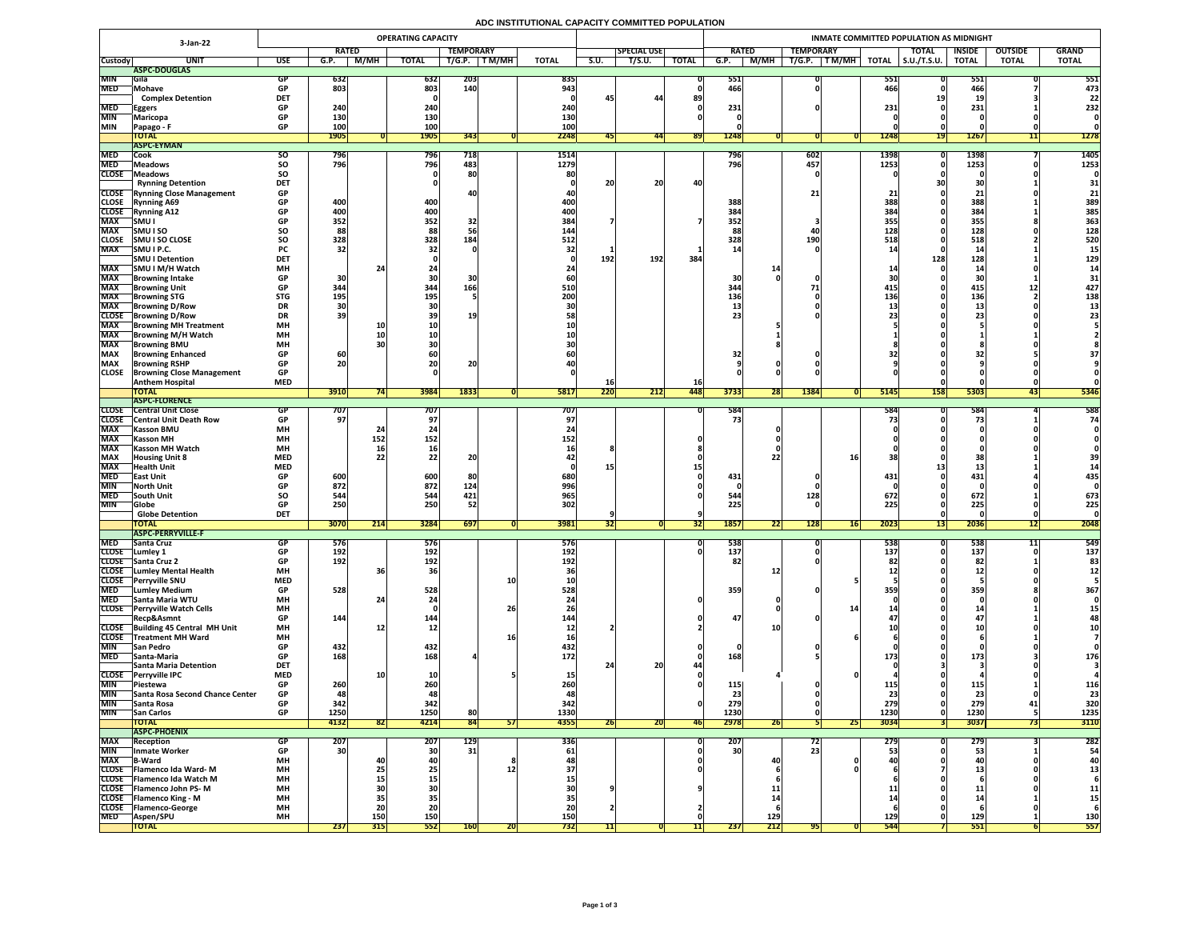# ADC INSTITUTIONAL CAPACITY COMMITTED POPULATION

| 3-Jan-22 | | | OPERATING CAPACITY | | | | | | | | | | INMATE COMMITTED POPULATION AS MIDNIGHT | | | | | | | | | |
|---|---|---|---|---|---|---|---|---|---|---|---|---|---|---|---|---|---|---|---|---|---|
| | | | RATED | | | TEMPORARY | | | | SPECIAL USE | | | RATED | | TEMPORARY | | | TOTAL | INSIDE | OUTSIDE | GRAND |
| Custody | UNIT | USE | G.P. | M/MH | TOTAL | T/G.P. | T M/MH | TOTAL | S.U. | T/S.U. | TOTAL | G.P. | M/MH | T/G.P. | T M/MH | TOTAL | S.U./T.S.U. | TOTAL | TOTAL | TOTAL |
| | **ASPC-DOUGLAS** | | | | | | | | | | | | | | | | | | | |
| MIN | Gila | GP | 632 | | 632 | 203 | | 835 | | | 0 | 551 | | 0 | | 551 | 0 | 551 | 0 | 551 |
| MED | Mohave | GP | 803 | | 803 | 140 | | 943 | | | 0 | 466 | | 0 | | 466 | 0 | 466 | 7 | 473 |
| | Complex Detention | DET | | | 0 | | | 0 | 45 | 44 | 89 | | | | | | 19 | 19 | 3 | 22 |
| MED | Eggers | GP | 240 | | 240 | | | 240 | | | 0 | 231 | | 0 | | 231 | 0 | 231 | 1 | 232 |
| MIN | Maricopa | GP | 130 | | 130 | | | 130 | | | 0 | 0 | | | | 0 | 0 | 0 | 0 | 0 |
| MIN | Papago - F | GP | 100 | | 100 | | | 100 | | | | 0 | | | | 0 | 0 | 0 | 0 | 0 |
| | **TOTAL** | | 1905 | 0 | 1905 | 343 | 0 | 2248 | 45 | 44 | 89 | 1248 | 0 | 0 | 0 | 1248 | 19 | 1267 | 11 | 1278 |
| | **ASPC-EYMAN** | | | | | | | | | | | | | | | | | | | |
| MED | Cook | SO | 796 | | 796 | 718 | | 1514 | | | | 796 | | 602 | | 1398 | 0 | 1398 | 7 | 1405 |
| MED | Meadows | SO | 796 | | 796 | 483 | | 1279 | | | | 796 | | 457 | | 1253 | 0 | 1253 | 0 | 1253 |
| CLOSE | Meadows | SO | | | 0 | 80 | | 80 | | | | | | 0 | | 0 | 0 | 0 | 0 | 0 |
| | Rynning Detention | DET | | | 0 | | | 0 | 20 | 20 | 40 | | | | | | 30 | 30 | 1 | 31 |
| CLOSE | Rynning Close Management | GP | | | | 40 | | 40 | | | | | | 21 | | 21 | 0 | 21 | 0 | 21 |
| CLOSE | Rynning A69 | GP | 400 | | 400 | | | 400 | | | | 388 | | | | 388 | 0 | 388 | 1 | 389 |
| CLOSE | Rynning A12 | GP | 400 | | 400 | | | 400 | | | | 384 | | | | 384 | 0 | 384 | 1 | 385 |
| MAX | SMU I | GP | 352 | | 352 | 32 | | 384 | 7 | | 7 | 352 | | 3 | | 355 | 0 | 355 | 8 | 363 |
| MAX | SMU I SO | SO | 88 | | 88 | 56 | | 144 | | | | 88 | | 40 | | 128 | 0 | 128 | 0 | 128 |
| CLOSE | SMU I SO CLOSE | SO | 328 | | 328 | 184 | | 512 | | | | 328 | | 190 | | 518 | 0 | 518 | 2 | 520 |
| MAX | SMU I P.C. | PC | 32 | | 32 | 0 | | 32 | 1 | | 1 | 14 | | 0 | | 14 | 0 | 14 | 1 | 15 |
| | SMU I Detention | DET | | | 0 | | | 0 | 192 | 192 | 384 | | | | | | 128 | 128 | 1 | 129 |
| MAX | SMU I M/H Watch | MH | | 24 | 24 | | | 24 | | | | | 14 | | | 14 | 0 | 14 | 0 | 14 |
| MAX | Browning Intake | GP | 30 | | 30 | 30 | | 60 | | | | 30 | 0 | 0 | | 30 | 0 | 30 | 1 | 31 |
| MAX | Browning Unit | GP | 344 | | 344 | 166 | | 510 | | | | 344 | | 71 | | 415 | 0 | 415 | 12 | 427 |
| MAX | Browning STG | STG | 195 | | 195 | 5 | | 200 | | | | 136 | | 0 | | 136 | 0 | 136 | 2 | 138 |
| MAX | Browning D/Row | DR | 30 | | 30 | | | 30 | | | | 13 | | 0 | | 13 | 0 | 13 | 0 | 13 |
| CLOSE | Browning D/Row | DR | 39 | | 39 | 19 | | 58 | | | | 23 | | 0 | | 23 | 0 | 23 | 0 | 23 |
| MAX | Browning MH Treatment | MH | | 10 | 10 | | | 10 | | | | | 5 | | | 5 | 0 | 5 | 0 | 5 |
| MAX | Browning M/H Watch | MH | | 10 | 10 | | | 10 | | | | | 1 | | | 1 | 0 | 1 | 1 | 2 |
| MAX | Browning BMU | MH | | 30 | 30 | | | 30 | | | | | 8 | | | 8 | 0 | 8 | 0 | 8 |
| MAX | Browning Enhanced | GP | 60 | | 60 | | | 60 | | | | 32 | | 0 | | 32 | 0 | 32 | 5 | 37 |
| MAX | Browning RSHP | GP | 20 | | 20 | 20 | | 40 | | | | 9 | 0 | 0 | | 9 | 0 | 9 | 0 | 9 |
| CLOSE | Browning Close Management | GP | | | 0 | | | 0 | | | | 0 | 0 | 0 | | 0 | 0 | 0 | 0 | 0 |
| | Anthem Hospital | MED | | | | | | | 16 | | 16 | | | | | | 0 | 0 | 0 | 0 |
| | **TOTAL** | | 3910 | 74 | 3984 | 1833 | 0 | 5817 | 220 | 212 | 448 | 3733 | 28 | 1384 | 0 | 5145 | 158 | 5303 | 43 | 5346 |
| | **ASPC-FLORENCE** | | | | | | | | | | | | | | | | | | | |
| CLOSE | Central Unit Close | GP | 707 | | 707 | | | 707 | | | 0 | 584 | | | | 584 | 0 | 584 | 4 | 588 |
| CLOSE | Central Unit Death Row | GP | 97 | | 97 | | | 97 | | | | 73 | | | | 73 | 0 | 73 | 1 | 74 |
| MAX | Kasson BMU | MH | | 24 | 24 | | | 24 | | | | | 0 | | | 0 | 0 | 0 | 0 | 0 |
| MAX | Kasson MH | MH | | 152 | 152 | | | 152 | | | 0 | | 0 | | | 0 | 0 | 0 | 0 | 0 |
| MAX | Kasson MH Watch | MH | | 16 | 16 | | | 16 | 8 | | 8 | | 0 | | | 0 | 0 | 0 | 0 | 0 |
| MAX | Housing Unit 8 | MED | | 22 | 22 | 20 | | 42 | | | 0 | | 22 | | 16 | 38 | 0 | 38 | 1 | 39 |
| MAX | Health Unit | MED | | | | | | 0 | 15 | | 15 | | | | | | 13 | 13 | 1 | 14 |
| MED | East Unit | GP | 600 | | 600 | 80 | | 680 | | | 0 | 431 | | 0 | | 431 | 0 | 431 | 4 | 435 |
| MIN | North Unit | GP | 872 | | 872 | 124 | | 996 | | | 0 | 0 | | 0 | | 0 | 0 | 0 | 0 | 0 |
| MED | South Unit | SO | 544 | | 544 | 421 | | 965 | | | 0 | 544 | | 128 | | 672 | 0 | 672 | 1 | 673 |
| MIN | Globe | GP | 250 | | 250 | 52 | | 302 | | | | 225 | | 0 | | 225 | 0 | 225 | 0 | 225 |
| | Globe Detention | DET | | | | | | | 9 | | 9 | | | | | | 0 | 0 | 0 | 0 |
| | **TOTAL** | | 3070 | 214 | 3284 | 697 | 0 | 3981 | 32 | 0 | 32 | 1857 | 22 | 128 | 16 | 2023 | 13 | 2036 | 12 | 2048 |
| | **ASPC-PERRYVILLE-F** | | | | | | | | | | | | | | | | | | | |
| MED | Santa Cruz | GP | 576 | | 576 | | | 576 | | | 0 | 538 | | 0 | | 538 | 0 | 538 | 11 | 549 |
| CLOSE | Lumley 1 | GP | 192 | | 192 | | | 192 | | | 0 | 137 | | 0 | | 137 | 0 | 137 | 0 | 137 |
| CLOSE | Santa Cruz 2 | GP | 192 | | 192 | | | 192 | | | | 82 | | 0 | | 82 | 0 | 82 | 1 | 83 |
| CLOSE | Lumley Mental Health | MH | | 36 | 36 | | | 36 | | | | | 12 | | | 12 | 0 | 12 | 0 | 12 |
| CLOSE | Perryville SNU | MED | | | | | 10 | 10 | | | | | | | 5 | 5 | 0 | 5 | 0 | 5 |
| MED | Lumley Medium | GP | 528 | | 528 | | | 528 | | | | 359 | | 0 | | 359 | 0 | 359 | 8 | 367 |
| MED | Santa Maria WTU | MH | | 24 | 24 | | | 24 | | | 0 | | 0 | | | 0 | 0 | 0 | 0 | 0 |
| CLOSE | Perryville Watch Cells | MH | | | 0 | | 26 | 26 | | | | | 0 | | 14 | 14 | 0 | 14 | 1 | 15 |
| | Recp&Asmnt | GP | 144 | | 144 | | | 144 | | | 0 | 47 | | 0 | | 47 | 0 | 47 | 1 | 48 |
| CLOSE | Building 45 Central MH Unit | MH | | 12 | 12 | | | 12 | 2 | | 2 | | 10 | | | 10 | 0 | 10 | 0 | 10 |
| CLOSE | Treatment MH Ward | MH | | | | | 16 | 16 | | | | | | | 6 | 6 | 0 | 6 | 1 | 7 |
| MIN | San Pedro | GP | 432 | | 432 | | | 432 | | | 0 | 0 | | 0 | | 0 | 0 | 0 | 0 | 0 |
| MED | Santa-Maria | GP | 168 | | 168 | 4 | | 172 | | | 0 | 168 | | 5 | | 173 | 0 | 173 | 3 | 176 |
| | Santa Maria Detention | DET | | | | | | | 24 | 20 | 44 | | | | | 0 | 3 | 3 | 0 | 3 |
| CLOSE | Perryville IPC | MED | | 10 | 10 | | 5 | 15 | | | 0 | | 4 | | 0 | 4 | 0 | 4 | 0 | 4 |
| MIN | Piestewa | GP | 260 | | 260 | | | 260 | | | 0 | 115 | | 0 | | 115 | 0 | 115 | 1 | 116 |
| MIN | Santa Rosa Second Chance Center | GP | 48 | | 48 | | | 48 | | | | 23 | | 0 | | 23 | 0 | 23 | 0 | 23 |
| MIN | Santa Rosa | GP | 342 | | 342 | | | 342 | | | 0 | 279 | | 0 | | 279 | 0 | 279 | 41 | 320 |
| MIN | San Carlos | GP | 1250 | | 1250 | 80 | | 1330 | | | | 1230 | | 0 | | 1230 | 0 | 1230 | 5 | 1235 |
| | **TOTAL** | | 4132 | 82 | 4214 | 84 | 57 | 4355 | 26 | 20 | 46 | 2978 | 26 | 5 | 25 | 3034 | 3 | 3037 | 73 | 3110 |
| | **ASPC-PHOENIX** | | | | | | | | | | | | | | | | | | | |
| MAX | Reception | GP | 207 | | 207 | 129 | | 336 | | | 0 | 207 | | 72 | | 279 | 0 | 279 | 3 | 282 |
| MIN | Inmate Worker | GP | 30 | | 30 | 31 | | 61 | | | 0 | 30 | | 23 | | 53 | 0 | 53 | 1 | 54 |
| MAX | B-Ward | MH | | 40 | 40 | | 8 | 48 | | | 0 | | 40 | | 0 | 40 | 0 | 40 | 0 | 40 |
| CLOSE | Flamenco Ida Ward- M | MH | | 25 | 25 | | 12 | 37 | | | 0 | | 6 | | 0 | 6 | 7 | 13 | 0 | 13 |
| CLOSE | Flamenco Ida Watch M | MH | | 15 | 15 | | | 15 | | | | | 6 | | | 6 | 0 | 6 | 0 | 6 |
| CLOSE | Flamenco John PS- M | MH | | 30 | 30 | | | 30 | 9 | | 9 | | 11 | | | 11 | 0 | 11 | 0 | 11 |
| CLOSE | Flamenco King - M | MH | | 35 | 35 | | | 35 | | | | | 14 | | | 14 | 0 | 14 | 1 | 15 |
| CLOSE | Flamenco-George | MH | | 20 | 20 | | | 20 | 2 | | 2 | | 6 | | | 6 | 0 | 6 | 0 | 6 |
| MED | Aspen/SPU | MH | | 150 | 150 | | | 150 | | | 0 | | 129 | | | 129 | 0 | 129 | 1 | 130 |
| | **TOTAL** | | 237 | 315 | 552 | 160 | 20 | 732 | 11 | 0 | 11 | 237 | 212 | 95 | 0 | 544 | 7 | 551 | 6 | 557 |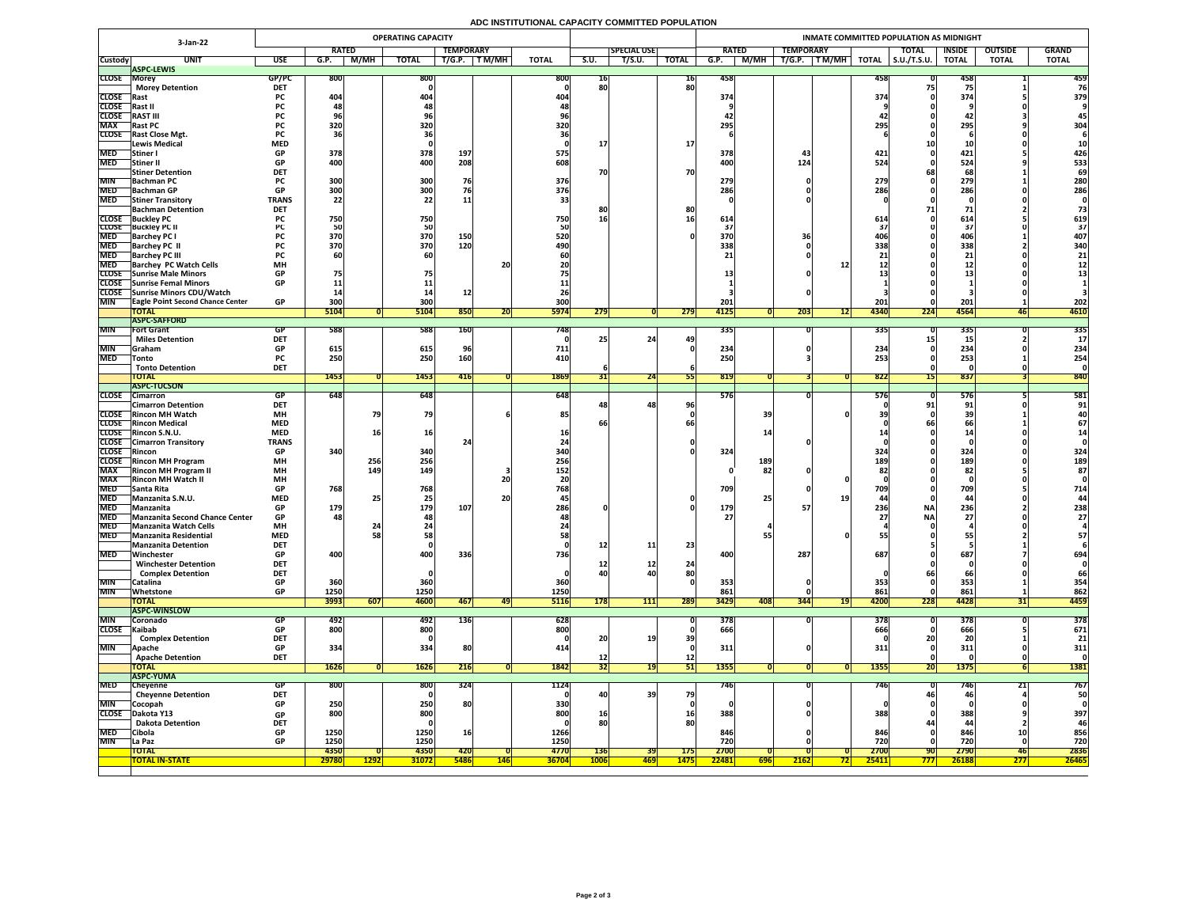# ADC INSTITUTIONAL CAPACITY COMMITTED POPULATION

| 3-Jan-22 | | | OPERATING CAPACITY | | | | | | | | | | INMATE COMMITTED POPULATION AS MIDNIGHT | | | | | | | | | |
|---|---|---|---|---|---|---|---|---|---|---|---|---|---|---|---|---|---|---|---|---|---|---|
| | | | RATED | | | TEMPORARY | | | | SPECIAL USE | | | RATED | | TEMPORARY | | | TOTAL | INSIDE | OUTSIDE | GRAND |
| Custody | UNIT | USE | G.P. | M/MH | TOTAL | T/G.P. | T M/MH | TOTAL | S.U. | T/S.U. | TOTAL | G.P. | M/MH | T/G.P. | T M/MH | TOTAL | S.U./T.S.U. | TOTAL | TOTAL | TOTAL |
| | **ASPC-LEWIS** | | | | | | | | | | | | | | | | | | | |
| CLOSE | Morey | GP/PC | 800 | | 800 | | | 800 | 16 | | 16 | 458 | | | | 458 | 0 | 458 | 1 | 459 |
| | Morey Detention | DET | | | 0 | | | 0 | 80 | | 80 | | | | | | 75 | 75 | 1 | 76 |
| CLOSE | Rast | PC | 404 | | 404 | | | 404 | | | | 374 | | | | 374 | 0 | 374 | 5 | 379 |
| CLOSE | Rast II | PC | 48 | | 48 | | | 48 | | | | 9 | | | | 9 | 0 | 9 | 0 | 9 |
| CLOSE | RAST III | PC | 96 | | 96 | | | 96 | | | | 42 | | | | 42 | 0 | 42 | 3 | 45 |
| MAX | Rast PC | PC | 320 | | 320 | | | 320 | | | | 295 | | | | 295 | 0 | 295 | 9 | 304 |
| CLOSE | Rast Close Mgt. | PC | 36 | | 36 | | | 36 | | | | 6 | | | | 6 | 0 | 6 | 0 | 6 |
| | Lewis Medical | MED | | | 0 | | | 0 | 17 | | 17 | | | | | | 10 | 10 | 0 | 10 |
| MED | Stiner I | GP | 378 | | 378 | 197 | | 575 | | | | 378 | | 43 | | 421 | 0 | 421 | 5 | 426 |
| MED | Stiner II | GP | 400 | | 400 | 208 | | 608 | | | | 400 | | 124 | | 524 | 0 | 524 | 9 | 533 |
| | Stiner Detention | DET | | | | | | | 70 | | 70 | | | | | | 68 | 68 | 1 | 69 |
| MIN | Bachman PC | PC | 300 | | 300 | 76 | | 376 | | | | 279 | | 0 | | 279 | 0 | 279 | 1 | 280 |
| MED | Bachman GP | GP | 300 | | 300 | 76 | | 376 | | | | 286 | | 0 | | 286 | 0 | 286 | 0 | 286 |
| MED | Stiner Transitory | TRANS | 22 | | 22 | 11 | | 33 | | | | 0 | | 0 | | 0 | 0 | 0 | 0 | 0 |
| | Bachman Detention | DET | | | | | | | 80 | | 80 | | | | | | 71 | 71 | 2 | 73 |
| CLOSE | Buckley PC | PC | 750 | | 750 | | | 750 | 16 | | 16 | 614 | | | | 614 | 0 | 614 | 5 | 619 |
| CLOSE | Buckley PC II | PC | 50 | | 50 | | | 50 | | | | 37 | | | | 37 | 0 | 37 | 0 | 37 |
| MED | Barchey PC I | PC | 370 | | 370 | 150 | | 520 | | | 0 | 370 | | 36 | | 406 | 0 | 406 | 1 | 407 |
| MED | Barchey PC II | PC | 370 | | 370 | 120 | | 490 | | | | 338 | | 0 | | 338 | 0 | 338 | 2 | 340 |
| MED | Barchey PC III | PC | 60 | | 60 | | | 60 | | | | 21 | | 0 | | 21 | 0 | 21 | 0 | 21 |
| MED | Barchey PC Watch Cells | MH | | | | | 20 | 20 | | | | | | | 12 | 12 | 0 | 12 | 0 | 12 |
| CLOSE | Sunrise Male Minors | GP | 75 | | 75 | | | 75 | | | | 13 | | 0 | | 13 | 0 | 13 | 0 | 13 |
| CLOSE | Sunrise Femal Minors | GP | 11 | | 11 | | | 11 | | | | 1 | | | | 1 | 0 | 1 | 0 | 1 |
| CLOSE | Sunrise Minors CDU/Watch | | 14 | | 14 | 12 | | 26 | | | | 3 | | 0 | | 3 | 0 | 3 | 0 | 3 |
| MIN | Eagle Point Second Chance Center | GP | 300 | | 300 | | | 300 | | | | 201 | | | | 201 | 0 | 201 | 1 | 202 |
| | **TOTAL** | | 5104 | 0 | 5104 | 850 | 20 | 5974 | 279 | 0 | 279 | 4125 | 0 | 203 | 12 | 4340 | 224 | 4564 | 46 | 4610 |
| | **ASPC-SAFFORD** | | | | | | | | | | | | | | | | | | | |
| MIN | Fort Grant | GP | 588 | | 588 | 160 | | 748 | | | | 335 | | 0 | | 335 | 0 | 335 | 0 | 335 |
| | Miles Detention | DET | | | | | | 0 | 25 | 24 | 49 | | | | | | 15 | 15 | 2 | 17 |
| MIN | Graham | GP | 615 | | 615 | 96 | | 711 | | | 0 | 234 | | 0 | | 234 | 0 | 234 | 0 | 234 |
| MED | Tonto | PC | 250 | | 250 | 160 | | 410 | | | | 250 | | 3 | | 253 | 0 | 253 | 1 | 254 |
| | Tonto Detention | DET | | | | | | | 6 | | 6 | | | | | | 0 | 0 | 0 | 0 |
| | **TOTAL** | | 1453 | 0 | 1453 | 416 | 0 | 1869 | 31 | 24 | 55 | 819 | 0 | 3 | 0 | 822 | 15 | 837 | 3 | 840 |
| | **ASPC-TUCSON** | | | | | | | | | | | | | | | | | | | |
| CLOSE | Cimarron | GP | 648 | | 648 | | | 648 | | | | 576 | | 0 | | 576 | 0 | 576 | 5 | 581 |
| | Cimarron Detention | DET | | | | | | | 48 | 48 | 96 | | | | | 0 | 91 | 91 | 0 | 91 |
| CLOSE | Rincon MH Watch | MH | | 79 | 79 | | 6 | 85 | | | 0 | | 39 | | 0 | 39 | 0 | 39 | 1 | 40 |
| CLOSE | Rincon Medical | MED | | | | | | | 66 | | 66 | | | | | 0 | 66 | 66 | 1 | 67 |
| CLOSE | Rincon S.N.U. | MED | | 16 | 16 | | | 16 | | | | | 14 | | | 14 | 0 | 14 | 0 | 14 |
| CLOSE | Cimarron Transitory | TRANS | | | | 24 | | 24 | | | 0 | | | 0 | | 0 | 0 | 0 | 0 | 0 |
| CLOSE | Rincon | GP | 340 | | 340 | | | 340 | | | 0 | 324 | | | | 324 | 0 | 324 | 0 | 324 |
| CLOSE | Rincon MH Program | MH | | 256 | 256 | | | 256 | | | | | 189 | | | 189 | 0 | 189 | 0 | 189 |
| MAX | Rincon MH Program II | MH | | 149 | 149 | | 3 | 152 | | | | 0 | 82 | 0 | | 82 | 0 | 82 | 5 | 87 |
| MAX | Rincon MH Watch II | MH | | | | | 20 | 20 | | | | | | | 0 | 0 | 0 | 0 | 0 | 0 |
| MED | Santa Rita | GP | 768 | | 768 | | | 768 | | | | 709 | | 0 | | 709 | 0 | 709 | 5 | 714 |
| MED | Manzanita S.N.U. | MED | | 25 | 25 | | 20 | 45 | | | 0 | | 25 | | 19 | 44 | 0 | 44 | 0 | 44 |
| MED | Manzanita | GP | 179 | | 179 | 107 | | 286 | 0 | | 0 | 179 | | 57 | | 236 | NA | 236 | 2 | 238 |
| MED | Manzanita Second Chance Center | GP | 48 | | 48 | | | 48 | | | | 27 | | | | 27 | NA | 27 | 0 | 27 |
| MED | Manzanita Watch Cells | MH | | 24 | 24 | | | 24 | | | | | 4 | | | 4 | 0 | 4 | 0 | 4 |
| MED | Manzanita Residential | MED | | 58 | 58 | | | 58 | | | | | 55 | | 0 | 55 | 0 | 55 | 2 | 57 |
| | Manzanita Detention | DET | | | 0 | | | 0 | 12 | 11 | 23 | | | | | | 5 | 5 | 1 | 6 |
| MED | Winchester | GP | 400 | | 400 | 336 | | 736 | | | | 400 | | 287 | | 687 | 0 | 687 | 7 | 694 |
| | Winchester Detention | DET | | | | | | | 12 | 12 | 24 | | | | | | 0 | 0 | 0 | 0 |
| | Complex Detention | DET | | | 0 | | | 0 | 40 | 40 | 80 | | | | | 0 | 66 | 66 | 0 | 66 |
| MIN | Catalina | GP | 360 | | 360 | | | 360 | | | 0 | 353 | | 0 | | 353 | 0 | 353 | 1 | 354 |
| MIN | Whetstone | GP | 1250 | | 1250 | | | 1250 | | | | 861 | | 0 | | 861 | 0 | 861 | 1 | 862 |
| | **TOTAL** | | 3993 | 607 | 4600 | 467 | 49 | 5116 | 178 | 111 | 289 | 3429 | 408 | 344 | 19 | 4200 | 228 | 4428 | 31 | 4459 |
| | **ASPC-WINSLOW** | | | | | | | | | | | | | | | | | | | |
| MIN | Coronado | GP | 492 | | 492 | 136 | | 628 | | | 0 | 378 | | 0 | | 378 | 0 | 378 | 0 | 378 |
| CLOSE | Kaibab | GP | 800 | | 800 | | | 800 | | | 0 | 666 | | | | 666 | 0 | 666 | 5 | 671 |
| | Complex Detention | DET | | | 0 | | | 0 | 20 | 19 | 39 | | | | | 0 | 20 | 20 | 1 | 21 |
| MIN | Apache | GP | 334 | | 334 | 80 | | 414 | | | 0 | 311 | | 0 | | 311 | 0 | 311 | 0 | 311 |
| | Apache Detention | DET | | | | | | | 12 | | 12 | | | | | | 0 | 0 | 0 | 0 |
| | **TOTAL** | | 1626 | 0 | 1626 | 216 | 0 | 1842 | 32 | 19 | 51 | 1355 | 0 | 0 | 0 | 1355 | 20 | 1375 | 6 | 1381 |
| | **ASPC-YUMA** | | | | | | | | | | | | | | | | | | | |
| MED | Cheyenne | GP | 800 | | 800 | 324 | | 1124 | | | | 746 | | 0 | | 746 | 0 | 746 | 21 | 767 |
| | Cheyenne Detention | DET | | | 0 | | | 0 | 40 | 39 | 79 | | | | | | 46 | 46 | 4 | 50 |
| MIN | Cocopah | GP | 250 | | 250 | 80 | | 330 | | | 0 | 0 | | 0 | | 0 | 0 | 0 | 0 | 0 |
| CLOSE | Dakota Y13 | GP | 800 | | 800 | | | 800 | 16 | | 16 | 388 | | 0 | | 388 | 0 | 388 | 9 | 397 |
| | Dakota Detention | DET | | | 0 | | | 0 | 80 | | 80 | | | | | | 44 | 44 | 2 | 46 |
| MED | Cibola | GP | 1250 | | 1250 | 16 | | 1266 | | | | 846 | | 0 | | 846 | 0 | 846 | 10 | 856 |
| MIN | La Paz | GP | 1250 | | 1250 | | | 1250 | | | | 720 | | 0 | | 720 | 0 | 720 | 0 | 720 |
| | **TOTAL** | | 4350 | 0 | 4350 | 420 | 0 | 4770 | 136 | 39 | 175 | 2700 | 0 | 0 | 0 | 2700 | 90 | 2790 | 46 | 2836 |
| | **TOTAL IN-STATE** | | 29780 | 1292 | 31072 | 5486 | 146 | 36704 | 1006 | 469 | 1475 | 22481 | 696 | 2162 | 72 | 25411 | 777 | 26188 | 277 | 26465 |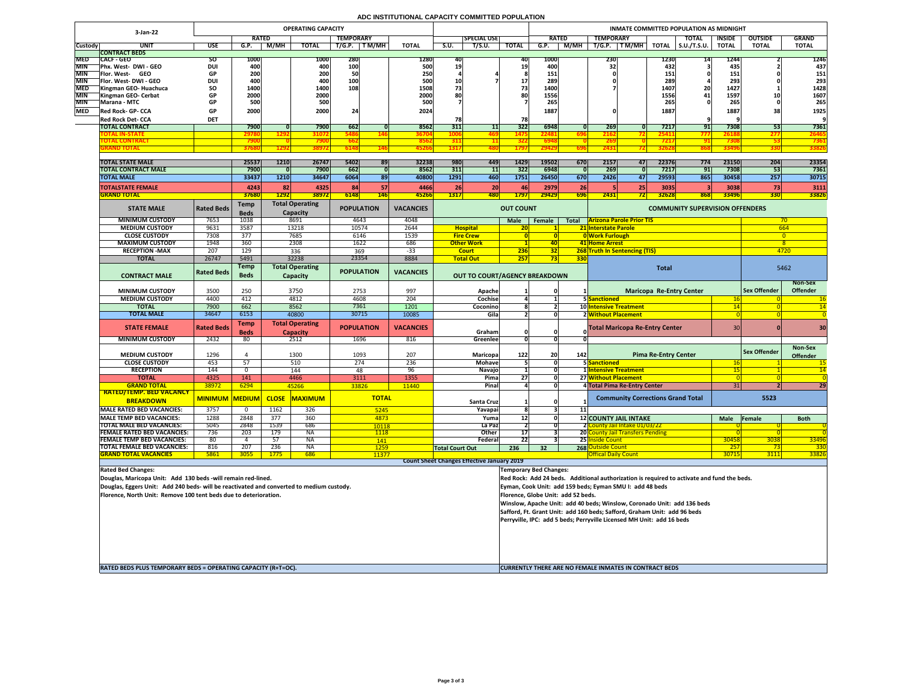# ADC INSTITUTIONAL CAPACITY COMMITTED POPULATION

| 3-Jan-22 | | OPERATING CAPACITY | | | | | | | | | | INMATE COMMITTED POPULATION AS MIDNIGHT | | | | | | | | |
|---|---|---|---|---|---|---|---|---|---|---|---|---|---|---|---|---|---|---|---|---|
| | | RATED | | | TEMPORARY | | | SPECIAL USE | | | RATED | | TEMPORARY | | | TOTAL | INSIDE | OUTSIDE | GRAND | |
| Custody | UNIT | USE | G.P. | M/MH | TOTAL | T/G.P. | T M/MH | TOTAL | S.U. | T/S.U. | TOTAL | G.P. | M/MH | T/G.P. | T M/MH | TOTAL | S.U./T.S.U. | TOTAL | TOTAL | TOTAL |
| | CONTRACT BEDS | | | | | | | | | | | | | | | | | | | |
| MED | CACF - GEO | SO | 1000 | | 1000 | 280 | | 1280 | 40 | | 40 | 1000 | | 230 | | 1230 | 14 | 1244 | 2 | 1246 |
| MIN | Phx. West- DWI - GEO | DUI | 400 | | 400 | 100 | | 500 | 19 | | 19 | 400 | | 32 | | 432 | 3 | 435 | 2 | 437 |
| MIN | Flor. West- GEO | GP | 200 | | 200 | 50 | | 250 | 4 | 4 | 8 | 151 | | 0 | | 151 | 0 | 151 | 0 | 151 |
| MIN | Flor. West- DWI - GEO | DUI | 400 | | 400 | 100 | | 500 | 10 | 7 | 17 | 289 | | 0 | | 289 | 4 | 293 | 0 | 293 |
| MED | Kingman GEO- Huachuca | SO | 1400 | | 1400 | 108 | | 1508 | 73 | | 73 | 1400 | | 7 | | 1407 | 20 | 1427 | 1 | 1428 |
| MIN | Kingman GEO- Cerbat | GP | 2000 | | 2000 | | | 2000 | 80 | | 80 | 1556 | | | | 1556 | 41 | 1597 | 10 | 1607 |
| MIN | Marana - MTC | GP | 500 | | 500 | | | 500 | 7 | | 7 | 265 | | | | 265 | 0 | 265 | 0 | 265 |
| MED | Red Rock- GP- CCA | GP | 2000 | | 2000 | 24 | | 2024 | | | | 1887 | | 0 | | 1887 | | 1887 | 38 | 1925 |
| | Red Rock Det- CCA | DET | | | | | | | 78 | | 78 | | | | | | 9 | 9 | | 9 |
| | TOTAL CONTRACT | | 7900 | 0 | 7900 | 662 | 0 | 8562 | 311 | 11 | 322 | 6948 | 0 | 269 | 0 | 7217 | 91 | 7308 | 53 | 7361 |
| | TOTAL IN-STATE | | 29780 | 1292 | 31072 | 5486 | 146 | 36704 | 1006 | 469 | 1475 | 22481 | 696 | 2162 | 72 | 25411 | 777 | 26188 | 277 | 26465 |
| | TOTAL CONTRACT | | 7900 | 0 | 7900 | 662 | | 8562 | 311 | 11 | 322 | 6948 | 0 | 269 | 0 | 7217 | 91 | 7308 | 53 | 7361 |
| | GRAND TOTAL | | 37680 | 1292 | 38972 | 6148 | 146 | 45266 | 1317 | 480 | 1797 | 29429 | 696 | 2431 | 72 | 32628 | 868 | 33496 | 330 | 33826 |
| | TOTAL STATE MALE | | 25537 | 1210 | 26747 | 5402 | 89 | 32238 | 980 | 449 | 1429 | 19502 | 670 | 2157 | 47 | 22376 | 774 | 23150 | 204 | 23354 |
| | TOTAL CONTRACT MALE | | 7900 | 0 | 7900 | 662 | 0 | 8562 | 311 | 11 | 322 | 6948 | 0 | 269 | 0 | 7217 | 91 | 7308 | 53 | 7361 |
| | TOTAL MALE | | 33437 | 1210 | 34647 | 6064 | 89 | 40800 | 1291 | 460 | 1751 | 26450 | 670 | 2426 | 47 | 29593 | 865 | 30458 | 257 | 30715 |
| | TOTALSTATE FEMALE | | 4243 | 82 | 4325 | 84 | 57 | 4466 | 26 | 20 | 46 | 2979 | 26 | 5 | 25 | 3035 | 3 | 3038 | 73 | 3111 |
| | GRAND TOTAL | | 37680 | 1292 | 38972 | 6148 | 146 | 45266 | 1317 | 480 | 1797 | 29429 | 696 | 2431 | 72 | 32628 | 868 | 33496 | 330 | 33826 |

| STATE MALE | Rated Beds | Temp Beds | Total Operating Capacity | POPULATION | VACANCIES |
|---|---|---|---|---|---|
| MINIMUM CUSTODY | 7653 | 1038 | 8691 | 4643 | 4048 |
| MEDIUM CUSTODY | 9631 | 3587 | 13218 | 10574 | 2644 |
| CLOSE CUSTODY | 7308 | 377 | 7685 | 6146 | 1539 |
| MAXIMUM CUSTODY | 1948 | 360 | 2308 | 1622 | 686 |
| RECEPTION -MAX | 207 | 129 | 336 | 369 | -33 |
| TOTAL | 26747 | 5491 | 32238 | 23354 | 8884 |

| CONTRACT MALE | Rated Beds | Temp Beds | Total Operating Capacity | POPULATION | VACANCIES |
|---|---|---|---|---|---|
| MINIMUM CUSTODY | 3500 | 250 | 3750 | 2753 | 997 |
| MEDIUM CUSTODY | 4400 | 412 | 4812 | 4608 | 204 |
| TOTAL | 7900 | 662 | 8562 | 7361 | 1201 |
| TOTAL MALE | 34647 | 6153 | 40800 | 30715 | 10085 |

| STATE FEMALE | Rated Beds | Temp Beds | Total Operating Capacity | POPULATION | VACANCIES |
|---|---|---|---|---|---|
| MINIMUM CUSTODY | 2432 | 80 | 2512 | 1696 | 816 |
| MEDIUM CUSTODY | 1296 | 4 | 1300 | 1093 | 207 |
| CLOSE CUSTODY | 453 | 57 | 510 | 274 | 236 |
| RECEPTION | 144 | 0 | 144 | 48 | 96 |
| TOTAL | 4325 | 141 | 4466 | 3111 | 1355 |
| GRAND TOTAL | 38972 | 6294 | 45266 | 33826 | 11440 |

| RATED/TEMP. BED VACANCY BREAKDOWN | MINIMUM | MEDIUM | CLOSE | MAXIMUM | TOTAL |
|---|---|---|---|---|---|
| MALE RATED BED VACANCIES: | 3757 | 0 | 1162 | 326 | 5245 |
| MALE TEMP BED VACANCIES: | 1288 | 2848 | 377 | 360 | 4873 |
| TOTAL MALE BED VACANCIES: | 5045 | 2848 | 1539 | 686 | 10118 |
| FEMALE RATED BED VACANCIES: | 736 | 203 | 179 | NA | 1118 |
| FEMALE TEMP BED VACANCIES: | 80 | 4 | 57 | NA | 141 |
| TOTAL FEMALE BED VACANCIES: | 816 | 207 | 236 | NA | 1259 |
| GRAND TOTAL VACANCIES | 5861 | 3055 | 1775 | 686 | 11377 |

| OUT COUNT | Male | Female | Total |
|---|---|---|---|
| Hospital | 20 | 1 | 21 |
| Fire Crew | 0 | 0 | 0 |
| Other Work | 1 | 40 | 41 |
| Court | 236 | 32 | 268 |
| Total Out | 257 | 73 | 330 |

| OUT TO COURT/AGENCY BREAKDOWN | | | |
|---|---|---|---|
| Apache | 1 | 0 | 1 |
| Cochise | 4 | 1 | 5 |
| Coconino | 8 | 2 | 10 |
| Gila | 2 | 0 | 2 |
| Graham | 0 | 0 | 0 |
| Greenlee | 0 | 0 | 0 |
| Maricopa | 122 | 20 | 142 |
| Mohave | 5 | 0 | 5 |
| Navajo | 1 | 0 | 1 |
| Pima | 27 | 0 | 27 |
| Pinal | 4 | 0 | 4 |
| Santa Cruz | 1 | 0 | 1 |
| Yavapai | 8 | 3 | 11 |
| Yuma | 12 | 0 | 12 |
| La Paz | 2 | 0 | 2 |
| Other | 17 | 3 | 20 |
| Federal | 22 | 3 | 25 |
| Total Court Out | 236 | 32 | 268 |

| COMMUNITY SUPERVISION OFFENDERS | |
|---|---|
| Arizona Parole Prior TIS | 70 |
| Interstate Parole | 664 |
| Work Furlough | 0 |
| Home Arrest | 8 |
| Truth In Sentencing (TIS) | 4720 |
| Total | 5462 |

| Maricopa Re-Entry Center | | Sex Offender | Non-Sex Offender |
|---|---|---|---|
| Sanctioned | 16 | 0 | 16 |
| Intensive Treatment | 14 | 0 | 14 |
| Without Placement | 0 | 0 | 0 |
| Total Maricopa Re-Entry Center | 30 | 0 | 30 |

| Pima Re-Entry Center | | Sex Offender | Non-Sex Offender |
|---|---|---|---|
| Sanctioned | 16 | 1 | 15 |
| Intensive Treatment | 15 | 1 | 14 |
| Without Placement | 0 | 0 | 0 |
| Total Pima Re-Entry Center | 31 | 2 | 29 |

| Community Corrections Grand Total | 5523 |
|---|---|

| COUNTY JAIL INTAKE | Male | Female | Both |
|---|---|---|---|
| County Jail Intake 01/03/22 | 0 | 0 | 0 |
| County Jail Transfers Pending | 0 | 0 | 0 |
| Inside Count | 30458 | 3038 | 33496 |
| Outside Count | 257 | 73 | 330 |
| Offical Daily Count | 30715 | 3111 | 33826 |

Count Sheet Changes Effective January 2019

**Rated Bed Changes:**

Douglas, Maricopa Unit: Add 130 beds -will remain red-lined.

Douglas, Eggers Unit: Add 240 beds- will be reactivated and converted to medium custody.

Florence, North Unit: Remove 100 tent beds due to deterioration.

**Temporary Bed Changes:**

Red Rock: Add 24 beds. Additional authorization is required to activate and fund the beds.

Eyman, Cook Unit: add 159 beds; Eyman SMU I: add 48 beds

Florence, Globe Unit: add 52 beds.

Winslow, Apache Unit: add 40 beds; Winslow, Coronado Unit: add 136 beds

Safford, Ft. Grant Unit: add 160 beds; Safford, Graham Unit: add 96 beds

Perryville, IPC: add 5 beds; Perryville Licensed MH Unit: add 16 beds

RATED BEDS PLUS TEMPORARY BEDS = OPERATING CAPACITY (R+T=OC).

CURRENTLY THERE ARE NO FEMALE INMATES IN CONTRACT BEDS